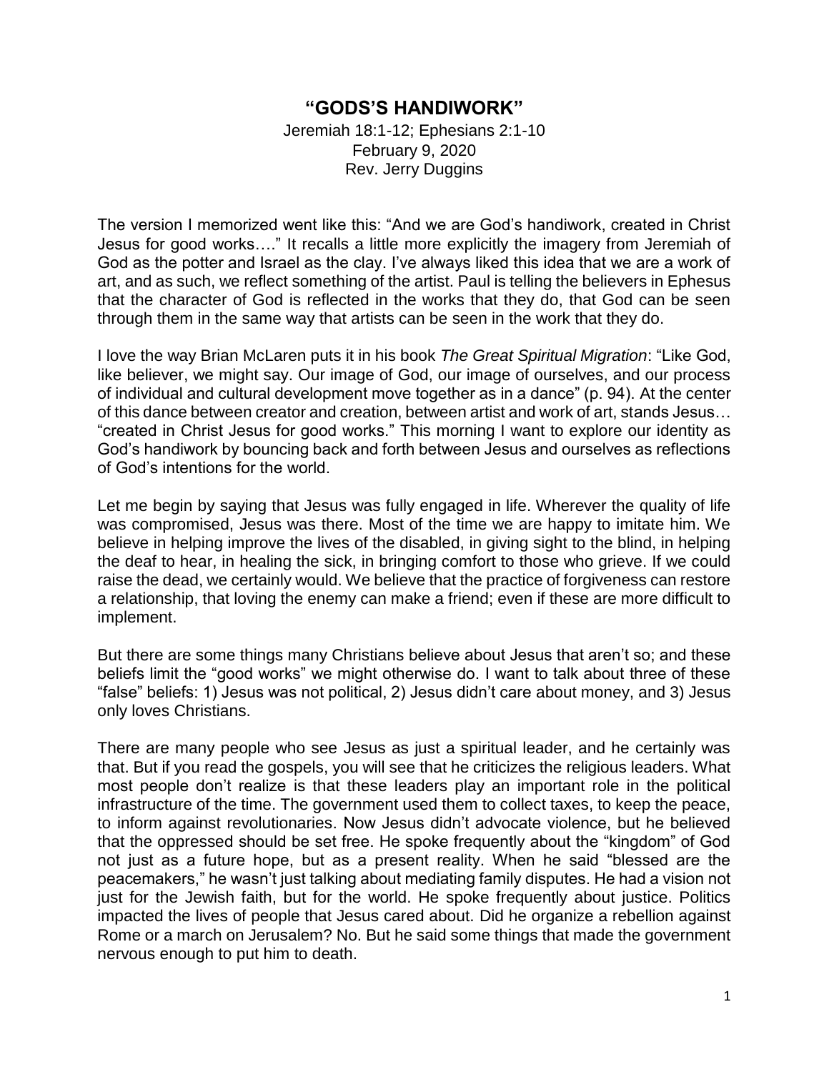# "GODS'S HANDIWORK"

Jeremiah 18:1-12; Ephesians 2:1-10
February 9, 2020
Rev. Jerry Duggins

The version I memorized went like this: "And we are God's handiwork, created in Christ Jesus for good works…." It recalls a little more explicitly the imagery from Jeremiah of God as the potter and Israel as the clay. I've always liked this idea that we are a work of art, and as such, we reflect something of the artist. Paul is telling the believers in Ephesus that the character of God is reflected in the works that they do, that God can be seen through them in the same way that artists can be seen in the work that they do.

I love the way Brian McLaren puts it in his book *The Great Spiritual Migration*: "Like God, like believer, we might say. Our image of God, our image of ourselves, and our process of individual and cultural development move together as in a dance" (p. 94). At the center of this dance between creator and creation, between artist and work of art, stands Jesus… "created in Christ Jesus for good works." This morning I want to explore our identity as God's handiwork by bouncing back and forth between Jesus and ourselves as reflections of God's intentions for the world.

Let me begin by saying that Jesus was fully engaged in life. Wherever the quality of life was compromised, Jesus was there. Most of the time we are happy to imitate him. We believe in helping improve the lives of the disabled, in giving sight to the blind, in helping the deaf to hear, in healing the sick, in bringing comfort to those who grieve. If we could raise the dead, we certainly would. We believe that the practice of forgiveness can restore a relationship, that loving the enemy can make a friend; even if these are more difficult to implement.

But there are some things many Christians believe about Jesus that aren't so; and these beliefs limit the "good works" we might otherwise do. I want to talk about three of these "false" beliefs: 1) Jesus was not political, 2) Jesus didn't care about money, and 3) Jesus only loves Christians.

There are many people who see Jesus as just a spiritual leader, and he certainly was that. But if you read the gospels, you will see that he criticizes the religious leaders. What most people don't realize is that these leaders play an important role in the political infrastructure of the time. The government used them to collect taxes, to keep the peace, to inform against revolutionaries. Now Jesus didn't advocate violence, but he believed that the oppressed should be set free. He spoke frequently about the "kingdom" of God not just as a future hope, but as a present reality. When he said "blessed are the peacemakers," he wasn't just talking about mediating family disputes. He had a vision not just for the Jewish faith, but for the world. He spoke frequently about justice. Politics impacted the lives of people that Jesus cared about. Did he organize a rebellion against Rome or a march on Jerusalem? No. But he said some things that made the government nervous enough to put him to death.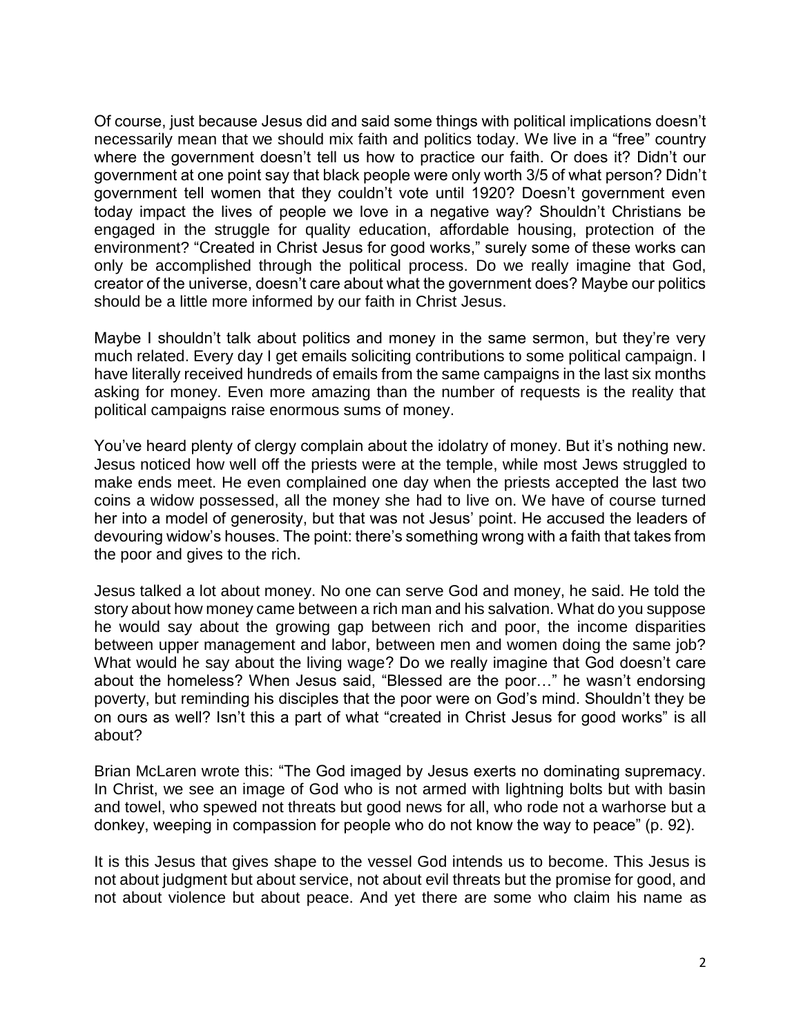Of course, just because Jesus did and said some things with political implications doesn't necessarily mean that we should mix faith and politics today. We live in a "free" country where the government doesn't tell us how to practice our faith. Or does it? Didn't our government at one point say that black people were only worth 3/5 of what person? Didn't government tell women that they couldn't vote until 1920? Doesn't government even today impact the lives of people we love in a negative way? Shouldn't Christians be engaged in the struggle for quality education, affordable housing, protection of the environment? "Created in Christ Jesus for good works," surely some of these works can only be accomplished through the political process. Do we really imagine that God, creator of the universe, doesn't care about what the government does? Maybe our politics should be a little more informed by our faith in Christ Jesus.

Maybe I shouldn't talk about politics and money in the same sermon, but they're very much related. Every day I get emails soliciting contributions to some political campaign. I have literally received hundreds of emails from the same campaigns in the last six months asking for money. Even more amazing than the number of requests is the reality that political campaigns raise enormous sums of money.

You've heard plenty of clergy complain about the idolatry of money. But it's nothing new. Jesus noticed how well off the priests were at the temple, while most Jews struggled to make ends meet. He even complained one day when the priests accepted the last two coins a widow possessed, all the money she had to live on. We have of course turned her into a model of generosity, but that was not Jesus' point. He accused the leaders of devouring widow's houses. The point: there's something wrong with a faith that takes from the poor and gives to the rich.

Jesus talked a lot about money. No one can serve God and money, he said. He told the story about how money came between a rich man and his salvation. What do you suppose he would say about the growing gap between rich and poor, the income disparities between upper management and labor, between men and women doing the same job? What would he say about the living wage? Do we really imagine that God doesn't care about the homeless? When Jesus said, "Blessed are the poor…" he wasn't endorsing poverty, but reminding his disciples that the poor were on God's mind. Shouldn't they be on ours as well? Isn't this a part of what "created in Christ Jesus for good works" is all about?

Brian McLaren wrote this: "The God imaged by Jesus exerts no dominating supremacy. In Christ, we see an image of God who is not armed with lightning bolts but with basin and towel, who spewed not threats but good news for all, who rode not a warhorse but a donkey, weeping in compassion for people who do not know the way to peace" (p. 92).

It is this Jesus that gives shape to the vessel God intends us to become. This Jesus is not about judgment but about service, not about evil threats but the promise for good, and not about violence but about peace. And yet there are some who claim his name as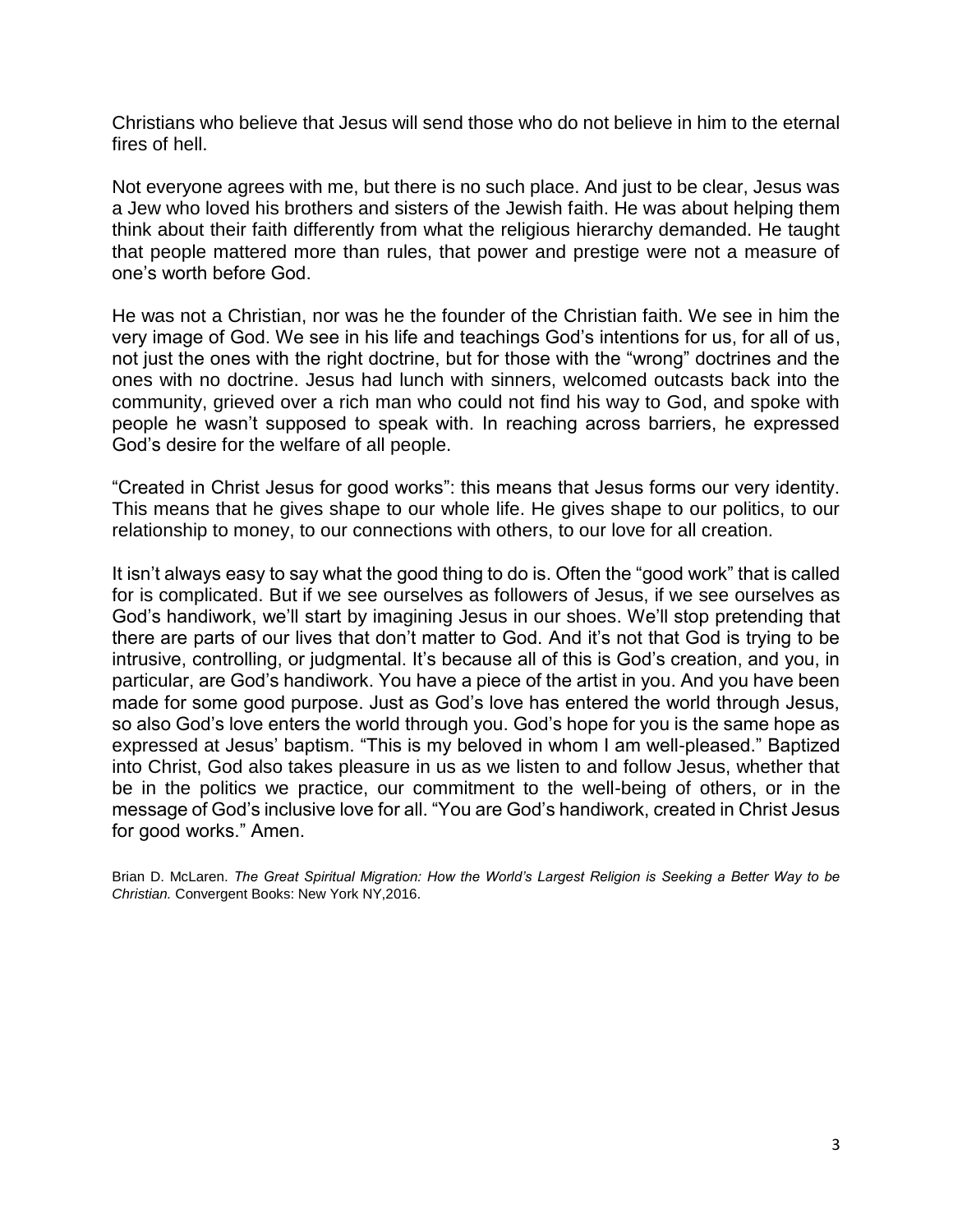Christians who believe that Jesus will send those who do not believe in him to the eternal fires of hell.

Not everyone agrees with me, but there is no such place. And just to be clear, Jesus was a Jew who loved his brothers and sisters of the Jewish faith. He was about helping them think about their faith differently from what the religious hierarchy demanded. He taught that people mattered more than rules, that power and prestige were not a measure of one's worth before God.

He was not a Christian, nor was he the founder of the Christian faith. We see in him the very image of God. We see in his life and teachings God's intentions for us, for all of us, not just the ones with the right doctrine, but for those with the "wrong" doctrines and the ones with no doctrine. Jesus had lunch with sinners, welcomed outcasts back into the community, grieved over a rich man who could not find his way to God, and spoke with people he wasn't supposed to speak with. In reaching across barriers, he expressed God's desire for the welfare of all people.

"Created in Christ Jesus for good works": this means that Jesus forms our very identity. This means that he gives shape to our whole life. He gives shape to our politics, to our relationship to money, to our connections with others, to our love for all creation.

It isn't always easy to say what the good thing to do is. Often the "good work" that is called for is complicated. But if we see ourselves as followers of Jesus, if we see ourselves as God's handiwork, we'll start by imagining Jesus in our shoes. We'll stop pretending that there are parts of our lives that don't matter to God. And it's not that God is trying to be intrusive, controlling, or judgmental. It's because all of this is God's creation, and you, in particular, are God's handiwork. You have a piece of the artist in you. And you have been made for some good purpose. Just as God's love has entered the world through Jesus, so also God's love enters the world through you. God's hope for you is the same hope as expressed at Jesus' baptism. "This is my beloved in whom I am well-pleased." Baptized into Christ, God also takes pleasure in us as we listen to and follow Jesus, whether that be in the politics we practice, our commitment to the well-being of others, or in the message of God's inclusive love for all. "You are God's handiwork, created in Christ Jesus for good works." Amen.

Brian D. McLaren. *The Great Spiritual Migration: How the World's Largest Religion is Seeking a Better Way to be Christian.* Convergent Books: New York NY,2016.